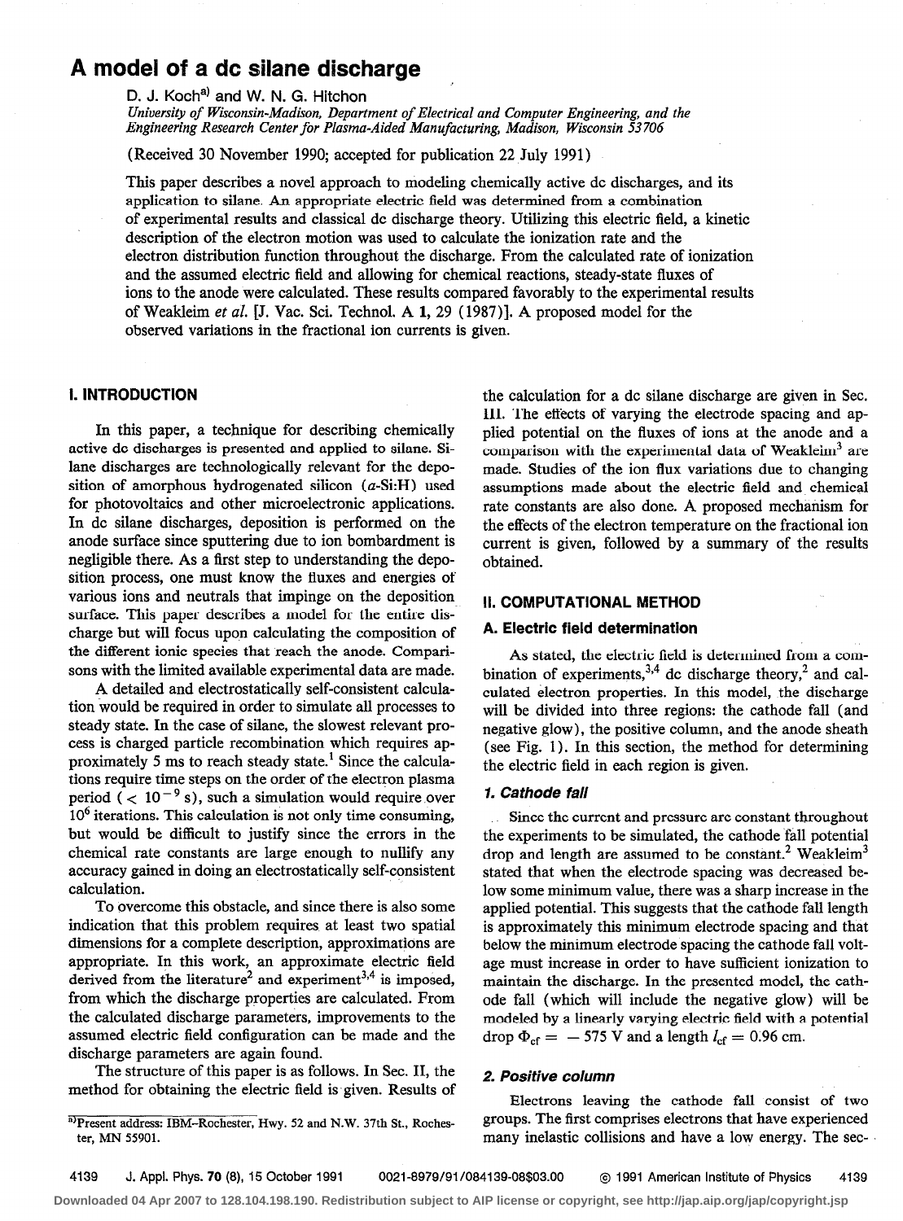# A model of a dc silane discharge

D. J. Koch[a] and W. N. G. Hitchon

*University of Wisconsin-Madison, Department of Electrical and Computer Engineering, and the Engineering Research Center for Plasma-Aided Manufacturing, Madison, Wisconsin 53706*

(Received 30 November 1990; accepted for publication 22 July 1991)

This paper describes a novel approach to modeling chemically active dc discharges, and its application to silane. An appropriate electric field was determined from a combination of experimental results and classical dc discharge theory. Utilizing this electric field, a kinetic description of the electron motion was used to calculate the ionization rate and the electron distribution function throughout the discharge. From the calculated rate of ionization and the assumed electric field and allowing for chemical reactions, steady-state fluxes of ions to the anode were calculated. These results compared favorably to the experimental results of Weakleim *et al.* [J. Vac. Sci. Technol. A **1**, 29 (1987)]. A proposed model for the observed variations in the fractional ion currents is given.

## I. INTRODUCTION

In this paper, a technique for describing chemically active dc discharges is presented and applied to silane. Silane discharges are technologically relevant for the deposition of amorphous hydrogenated silicon ($a$-Si:H) used for photovoltaics and other microelectronic applications. In dc silane discharges, deposition is performed on the anode surface since sputtering due to ion bombardment is negligible there. As a first step to understanding the deposition process, one must know the fluxes and energies of various ions and neutrals that impinge on the deposition surface. This paper describes a model for the entire discharge but will focus upon calculating the composition of the different ionic species that reach the anode. Comparisons with the limited available experimental data are made.

A detailed and electrostatically self-consistent calculation would be required in order to simulate all processes to steady state. In the case of silane, the slowest relevant process is charged particle recombination which requires approximately 5 ms to reach steady state.[1] Since the calculations require time steps on the order of the electron plasma period ($< 10^{-9}$ s), such a simulation would require over $10^6$ iterations. This calculation is not only time consuming, but would be difficult to justify since the errors in the chemical rate constants are large enough to nullify any accuracy gained in doing an electrostatically self-consistent calculation.

To overcome this obstacle, and since there is also some indication that this problem requires at least two spatial dimensions for a complete description, approximations are appropriate. In this work, an approximate electric field derived from the literature[2] and experiment[3,4] is imposed, from which the discharge properties are calculated. From the calculated discharge parameters, improvements to the assumed electric field configuration can be made and the discharge parameters are again found.

The structure of this paper is as follows. In Sec. II, the method for obtaining the electric field is given. Results of the calculation for a dc silane discharge are given in Sec. III. The effects of varying the electrode spacing and applied potential on the fluxes of ions at the anode and a comparison with the experimental data of Weakleim[3] are made. Studies of the ion flux variations due to changing assumptions made about the electric field and chemical rate constants are also done. A proposed mechanism for the effects of the electron temperature on the fractional ion current is given, followed by a summary of the results obtained.

## II. COMPUTATIONAL METHOD

### A. Electric field determination

As stated, the electric field is determined from a combination of experiments,[3,4] dc discharge theory,[2] and calculated electron properties. In this model, the discharge will be divided into three regions: the cathode fall (and negative glow), the positive column, and the anode sheath (see Fig. 1). In this section, the method for determining the electric field in each region is given.

#### 1. Cathode fall

Since the current and pressure are constant throughout the experiments to be simulated, the cathode fall potential drop and length are assumed to be constant.[2] Weakleim[3] stated that when the electrode spacing was decreased below some minimum value, there was a sharp increase in the applied potential. This suggests that the cathode fall length is approximately this minimum electrode spacing and that below the minimum electrode spacing the cathode fall voltage must increase in order to have sufficient ionization to maintain the discharge. In the presented model, the cathode fall (which will include the negative glow) will be modeled by a linearly varying electric field with a potential drop $\Phi_{cf} = -575$ V and a length $l_{cf} = 0.96$ cm.

#### 2. Positive column

Electrons leaving the cathode fall consist of two groups. The first comprises electrons that have experienced many inelastic collisions and have a low energy. The sec-

[a] Present address: IBM-Rochester, Hwy. 52 and N.W. 37th St., Rochester, MN 55901.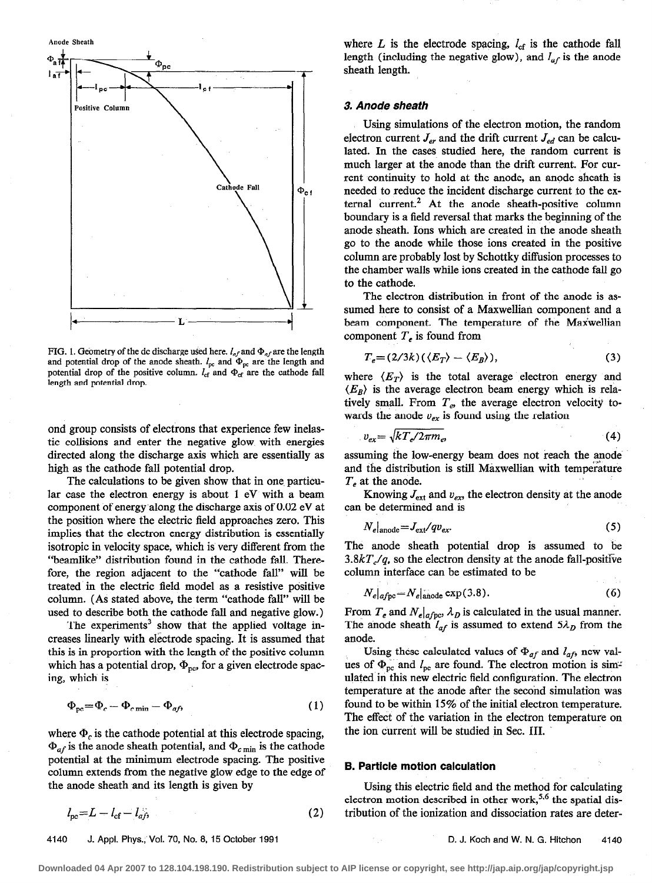FIG. 1. Geometry of the dc discharge used here. $l_{af}$ and $\Phi_{af}$ are the length and potential drop of the anode sheath. $l_{pc}$ and $\Phi_{pc}$ are the length and potential drop of the positive column. $l_{cf}$ and $\Phi_{cf}$ are the cathode fall length and potential drop.

ond group consists of electrons that experience few inelastic collisions and enter the negative glow with energies directed along the discharge axis which are essentially as high as the cathode fall potential drop.

The calculations to be given show that in one particular case the electron energy is about 1 eV with a beam component of energy along the discharge axis of 0.02 eV at the position where the electric field approaches zero. This implies that the electron energy distribution is essentially isotropic in velocity space, which is very different from the "beamlike" distribution found in the cathode fall. Therefore, the region adjacent to the "cathode fall" will be treated in the electric field model as a resistive positive column. (As stated above, the term "cathode fall" will be used to describe both the cathode fall and negative glow.)

The experiments[3] show that the applied voltage increases linearly with electrode spacing. It is assumed that this is in proportion with the length of the positive column which has a potential drop, $\Phi_{pc}$, for a given electrode spacing, which is

$$\Phi_{pc}=\Phi_c-\Phi_{c\,\min}-\Phi_{af}, \tag{1}$$

where $\Phi_c$ is the cathode potential at this electrode spacing, $\Phi_{af}$ is the anode sheath potential, and $\Phi_{c\,\min}$ is the cathode potential at the minimum electrode spacing. The positive column extends from the negative glow edge to the edge of the anode sheath and its length is given by

$$l_{pc}=L-l_{cf}-l_{af}, \tag{2}$$

where $L$ is the electrode spacing, $l_{cf}$ is the cathode fall length (including the negative glow), and $l_{af}$ is the anode sheath length.

### 3. Anode sheath

Using simulations of the electron motion, the random electron current $J_{er}$ and the drift current $J_{ed}$ can be calculated. In the cases studied here, the random current is much larger at the anode than the drift current. For current continuity to hold at the anode, an anode sheath is needed to reduce the incident discharge current to the external current.[2] At the anode sheath-positive column boundary is a field reversal that marks the beginning of the anode sheath. Ions which are created in the anode sheath go to the anode while those ions created in the positive column are probably lost by Schottky diffusion processes to the chamber walls while ions created in the cathode fall go to the cathode.

The electron distribution in front of the anode is assumed here to consist of a Maxwellian component and a beam component. The temperature of the Maxwellian component $T_e$ is found from

$$T_e=(2/3k)(\langle E_T\rangle-\langle E_B\rangle), \tag{3}$$

where $\langle E_T\rangle$ is the total average electron energy and $\langle E_B\rangle$ is the average electron beam energy which is relatively small. From $T_e$, the average electron velocity towards the anode $v_{ex}$ is found using the relation

$$v_{ex}=\sqrt{kT_e/2\pi m_e}, \tag{4}$$

assuming the low-energy beam does not reach the anode and the distribution is still Maxwellian with temperature $T_e$ at the anode.

Knowing $J_{ext}$ and $v_{ex}$, the electron density at the anode can be determined and is

$$N_e|_{\text{anode}}=J_{ext}/qv_{ex}. \tag{5}$$

The anode sheath potential drop is assumed to be $3.8kT_e/q$, so the electron density at the anode fall-positive column interface can be estimated to be

$$N_e|_{afpc}=N_e|_{\text{anode}}\exp(3.8). \tag{6}$$

From $T_e$ and $N_e|_{afpc}$, $\lambda_D$ is calculated in the usual manner. The anode sheath $l_{af}$ is assumed to extend $5\lambda_D$ from the anode.

Using these calculated values of $\Phi_{af}$ and $l_{af}$, new values of $\Phi_{pc}$ and $l_{pc}$ are found. The electron motion is simulated in this new electric field configuration. The electron temperature at the anode after the second simulation was found to be within 15% of the initial electron temperature. The effect of the variation in the electron temperature on the ion current will be studied in Sec. III.

## B. Particle motion calculation

Using this electric field and the method for calculating electron motion described in other work,[5,6] the spatial distribution of the ionization and dissociation rates are deter-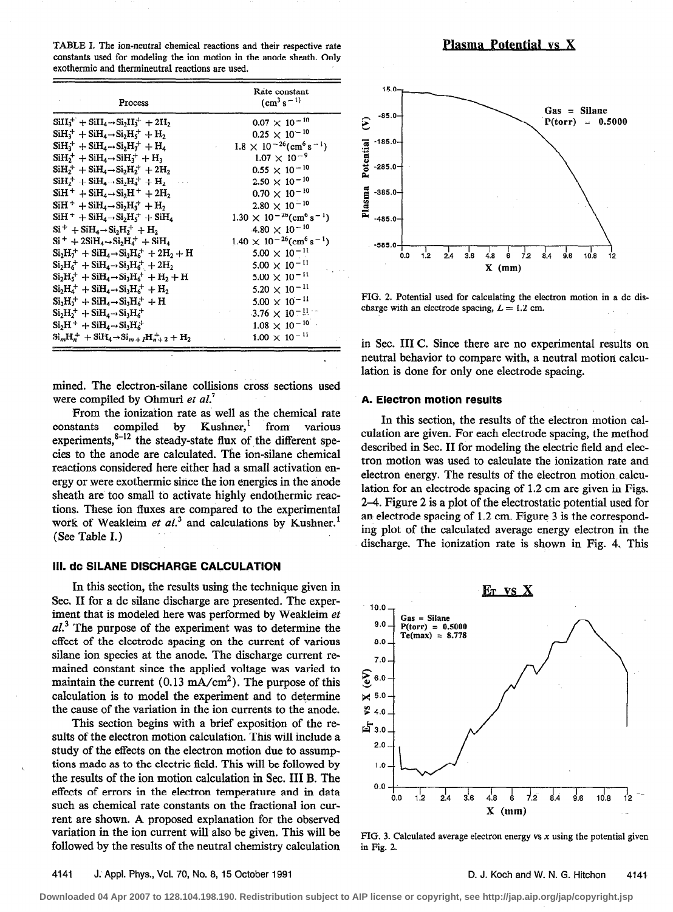TABLE I. The ion-neutral chemical reactions and their respective rate constants used for modeling the ion motion in the anode sheath. Only exothermic and thermineutral reactions are used.

| Process | Rate constant ($cm^3 s^{-1}$) |
|---|---|
| $SiH_3^+ + SiH_4 \rightarrow Si_2H_3^+ + 2H_2$ | $0.07 \times 10^{-10}$ |
| $SiH_3^+ + SiH_4 \rightarrow Si_2H_5^+ + H_2$ | $0.25 \times 10^{-10}$ |
| $SiH_3^+ + SiH_4 \rightarrow Si_2H_7^+ + H_4$ | $1.8 \times 10^{-26} (cm^6 s^{-1})$ |
| $SiH_2^+ + SiH_4 \rightarrow SiH_3^+ + H_3$ | $1.07 \times 10^{-9}$ |
| $SiH_2^+ + SiH_4 \rightarrow Si_2H_2^+ + 2H_2$ | $0.55 \times 10^{-10}$ |
| $SiH_2^+ + SiH_4 \rightarrow Si_2H_4^+ + H_2$ | $2.50 \times 10^{-10}$ |
| $SiH^+ + SiH_4 \rightarrow Si_2H^+ + 2H_2$ | $0.70 \times 10^{-10}$ |
| $SiH^+ + SiH_4 \rightarrow Si_2H_3^+ + H_2$ | $2.80 \times 10^{-10}$ |
| $SiH^+ + SiH_4 \rightarrow Si_2H_5^+ + SiH_4$ | $1.30 \times 10^{-26} (cm^6 s^{-1})$ |
| $Si^+ + SiH_4 \rightarrow Si_2H_2^+ + H_2$ | $4.80 \times 10^{-10}$ |
| $Si^+ + 2SiH_4 \rightarrow Si_2H_4^+ + SiH_4$ | $1.40 \times 10^{-26} (cm^6 s^{-1})$ |
| $Si_2H_7^+ + SiH_4 \rightarrow Si_3H_6^+ + 2H_2 + H$ | $5.00 \times 10^{-11}$ |
| $Si_2H_6^+ + SiH_4 \rightarrow Si_3H_6^+ + 2H_2$ | $5.00 \times 10^{-11}$ |
| $Si_2H_5^+ + SiH_4 \rightarrow Si_3H_6^+ + H_2 + H$ | $5.00 \times 10^{-11}$ |
| $Si_2H_4^+ + SiH_4 \rightarrow Si_3H_6^+ + H_2$ | $5.20 \times 10^{-11}$ |
| $Si_2H_3^+ + SiH_4 \rightarrow Si_3H_6^+ + H$ | $5.00 \times 10^{-11}$ |
| $Si_2H_2^+ + SiH_4 \rightarrow Si_3H_6^+$ | $3.76 \times 10^{-11}$ |
| $Si_2H^+ + SiH_4 \rightarrow Si_3H_6^+$ | $1.08 \times 10^{-10}$ |
| $Si_mH_n^+ + SiH_4 \rightarrow Si_{m+1}H_{n+2}^+ + H_2$ | $1.00 \times 10^{-11}$ |

mined. The electron-silane collisions cross sections used were compiled by Ohmuri *et al.*[7]

From the ionization rate as well as the chemical rate constants compiled by Kushner,[1] from various experiments,[8–12] the steady-state flux of the different species to the anode are calculated. The ion-silane chemical reactions considered here either had a small activation energy or were exothermic since the ion energies in the anode sheath are too small to activate highly endothermic reactions. These ion fluxes are compared to the experimental work of Weakleim *et al.*[3] and calculations by Kushner.[1] (See Table I.)

## III. dc SILANE DISCHARGE CALCULATION

In this section, the results using the technique given in Sec. II for a dc silane discharge are presented. The experiment that is modeled here was performed by Weakleim *et al.*[3] The purpose of the experiment was to determine the effect of the electrode spacing on the current of various silane ion species at the anode. The discharge current remained constant since the applied voltage was varied to maintain the current (0.13 mA/cm²). The purpose of this calculation is to model the experiment and to determine the cause of the variation in the ion currents to the anode.

This section begins with a brief exposition of the results of the electron motion calculation. This will include a study of the effects on the electron motion due to assumptions made as to the electric field. This will be followed by the results of the ion motion calculation in Sec. III B. The effects of errors in the electron temperature and in data such as chemical rate constants on the fractional ion current are shown. A proposed explanation for the observed variation in the ion current will also be given. This will be followed by the results of the neutral chemistry calculation in Sec. III C. Since there are no experimental results on neutral behavior to compare with, a neutral motion calculation is done for only one electrode spacing.

### A. Electron motion results

In this section, the results of the electron motion calculation are given. For each electrode spacing, the method described in Sec. II for modeling the electric field and electron motion was used to calculate the ionization rate and electron energy. The results of the electron motion calculation for an electrode spacing of 1.2 cm are given in Figs. 2–4. Figure 2 is a plot of the electrostatic potential used for an electrode spacing of 1.2 cm. Figure 3 is the corresponding plot of the calculated average energy electron in the discharge. The ionization rate is shown in Fig. 4. This

FIG. 2. Potential used for calculating the electron motion in a dc discharge with an electrode spacing, $L = 1.2$ cm.

FIG. 3. Calculated average electron energy vs $x$ using the potential given in Fig. 2.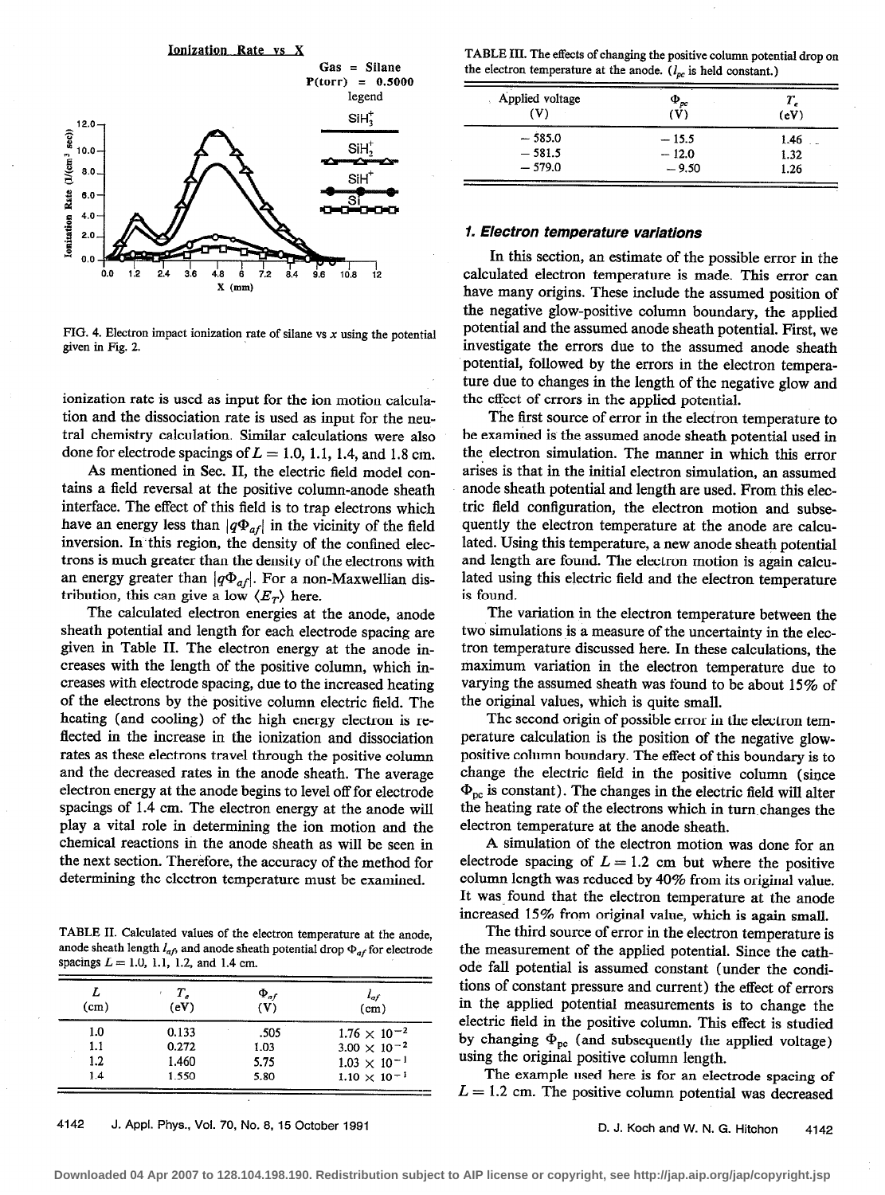FIG. 4. Electron impact ionization rate of silane vs $x$ using the potential given in Fig. 2.

ionization rate is used as input for the ion motion calculation and the dissociation rate is used as input for the neutral chemistry calculation. Similar calculations were also done for electrode spacings of $L = 1.0$, 1.1, 1.4, and 1.8 cm.

As mentioned in Sec. II, the electric field model contains a field reversal at the positive column-anode sheath interface. The effect of this field is to trap electrons which have an energy less than $|q\Phi_{af}|$ in the vicinity of the field inversion. In this region, the density of the confined electrons is much greater than the density of the electrons with an energy greater than $|q\Phi_{af}|$. For a non-Maxwellian distribution, this can give a low $\langle E_T \rangle$ here.

The calculated electron energies at the anode, anode sheath potential and length for each electrode spacing are given in Table II. The electron energy at the anode increases with the length of the positive column, which increases with electrode spacing, due to the increased heating of the electrons by the positive column electric field. The heating (and cooling) of the high energy electron is reflected in the increase in the ionization and dissociation rates as these electrons travel through the positive column and the decreased rates in the anode sheath. The average electron energy at the anode begins to level off for electrode spacings of 1.4 cm. The electron energy at the anode will play a vital role in determining the ion motion and the chemical reactions in the anode sheath as will be seen in the next section. Therefore, the accuracy of the method for determining the electron temperature must be examined.

TABLE II. Calculated values of the electron temperature at the anode, anode sheath length $l_{af}$, and anode sheath potential drop $\Phi_{af}$ for electrode spacings $L = 1.0$, 1.1, 1.2, and 1.4 cm.

| $L$ (cm) | $T_e$ (eV) | $\Phi_{af}$ (V) | $l_{af}$ (cm) |
|---|---|---|---|
| 1.0 | 0.133 | .505 | $1.76 \times 10^{-2}$ |
| 1.1 | 0.272 | 1.03 | $3.00 \times 10^{-2}$ |
| 1.2 | 1.460 | 5.75 | $1.03 \times 10^{-1}$ |
| 1.4 | 1.550 | 5.80 | $1.10 \times 10^{-1}$ |

TABLE III. The effects of changing the positive column potential drop on the electron temperature at the anode. ($l_{pc}$ is held constant.)

| Applied voltage (V) | $\Phi_{pc}$ (V) | $T_e$ (eV) |
|---|---|---|
| $-585.0$ | $-15.5$ | 1.46 |
| $-581.5$ | $-12.0$ | 1.32 |
| $-579.0$ | $-9.50$ | 1.26 |

### 1. Electron temperature variations

In this section, an estimate of the possible error in the calculated electron temperature is made. This error can have many origins. These include the assumed position of the negative glow-positive column boundary, the applied potential and the assumed anode sheath potential. First, we investigate the errors due to the assumed anode sheath potential, followed by the errors in the electron temperature due to changes in the length of the negative glow and the effect of errors in the applied potential.

The first source of error in the electron temperature to be examined is the assumed anode sheath potential used in the electron simulation. The manner in which this error arises is that in the initial electron simulation, an assumed anode sheath potential and length are used. From this electric field configuration, the electron motion and subsequently the electron temperature at the anode are calculated. Using this temperature, a new anode sheath potential and length are found. The electron motion is again calculated using this electric field and the electron temperature is found.

The variation in the electron temperature between the two simulations is a measure of the uncertainty in the electron temperature discussed here. In these calculations, the maximum variation in the electron temperature due to varying the assumed sheath was found to be about 15% of the original values, which is quite small.

The second origin of possible error in the electron temperature calculation is the position of the negative glow-positive column boundary. The effect of this boundary is to change the electric field in the positive column (since $\Phi_{pc}$ is constant). The changes in the electric field will alter the heating rate of the electrons which in turn changes the electron temperature at the anode sheath.

A simulation of the electron motion was done for an electrode spacing of $L = 1.2$ cm but where the positive column length was reduced by 40% from its original value. It was found that the electron temperature at the anode increased 15% from original value, which is again small.

The third source of error in the electron temperature is the measurement of the applied potential. Since the cathode fall potential is assumed constant (under the conditions of constant pressure and current) the effect of errors in the applied potential measurements is to change the electric field in the positive column. This effect is studied by changing $\Phi_{pc}$ (and subsequently the applied voltage) using the original positive column length.

The example used here is for an electrode spacing of $L = 1.2$ cm. The positive column potential was decreased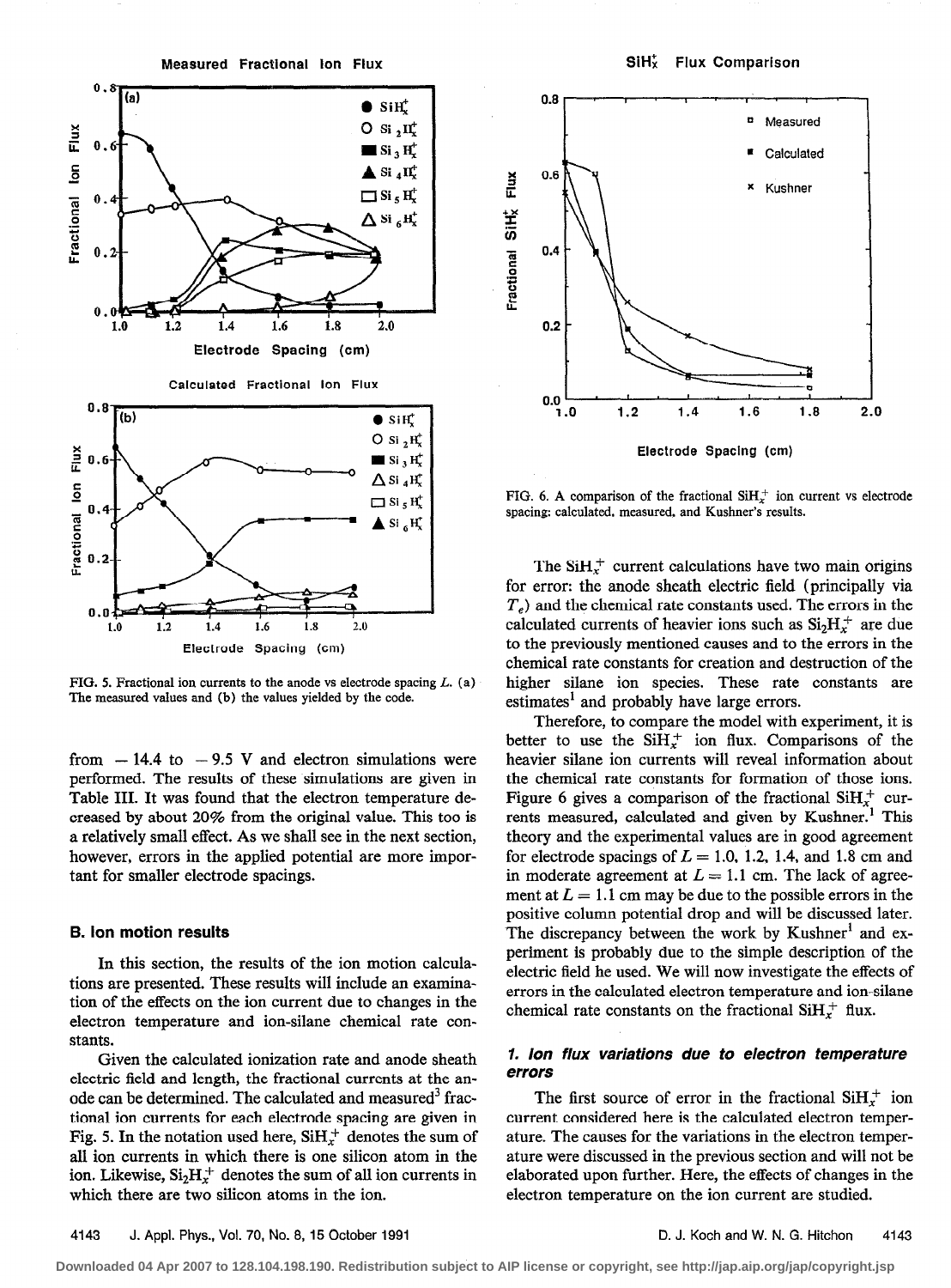FIG. 5. Fractional ion currents to the anode vs electrode spacing $L$. (a) The measured values and (b) the values yielded by the code.

FIG. 6. A comparison of the fractional $SiH_x^+$ ion current vs electrode spacing: calculated, measured, and Kushner's results.

from −14.4 to −9.5 V and electron simulations were performed. The results of these simulations are given in Table III. It was found that the electron temperature decreased by about 20% from the original value. This too is a relatively small effect. As we shall see in the next section, however, errors in the applied potential are more important for smaller electrode spacings.

### B. Ion motion results

In this section, the results of the ion motion calculations are presented. These results will include an examination of the effects on the ion current due to changes in the electron temperature and ion-silane chemical rate constants.

Given the calculated ionization rate and anode sheath electric field and length, the fractional currents at the anode can be determined. The calculated and measured[3] fractional ion currents for each electrode spacing are given in Fig. 5. In the notation used here, $SiH_x^+$ denotes the sum of all ion currents in which there is one silicon atom in the ion. Likewise, $Si_2H_x^+$ denotes the sum of all ion currents in which there are two silicon atoms in the ion.

The $SiH_x^+$ current calculations have two main origins for error: the anode sheath electric field (principally via $T_e$) and the chemical rate constants used. The errors in the calculated currents of heavier ions such as $Si_2H_x^+$ are due to the previously mentioned causes and to the errors in the chemical rate constants for creation and destruction of the higher silane ion species. These rate constants are estimates[1] and probably have large errors.

Therefore, to compare the model with experiment, it is better to use the $SiH_x^+$ ion flux. Comparisons of the heavier silane ion currents will reveal information about the chemical rate constants for formation of those ions. Figure 6 gives a comparison of the fractional $SiH_x^+$ currents measured, calculated and given by Kushner.[1] This theory and the experimental values are in good agreement for electrode spacings of $L = 1.0$, 1.2, 1.4, and 1.8 cm and in moderate agreement at $L = 1.1$ cm. The lack of agreement at $L = 1.1$ cm may be due to the possible errors in the positive column potential drop and will be discussed later. The discrepancy between the work by Kushner[1] and experiment is probably due to the simple description of the electric field he used. We will now investigate the effects of errors in the calculated electron temperature and ion-silane chemical rate constants on the fractional $SiH_x^+$ flux.

#### 1. Ion flux variations due to electron temperature errors

The first source of error in the fractional $SiH_x^+$ ion current considered here is the calculated electron temperature. The causes for the variations in the electron temperature were discussed in the previous section and will not be elaborated upon further. Here, the effects of changes in the electron temperature on the ion current are studied.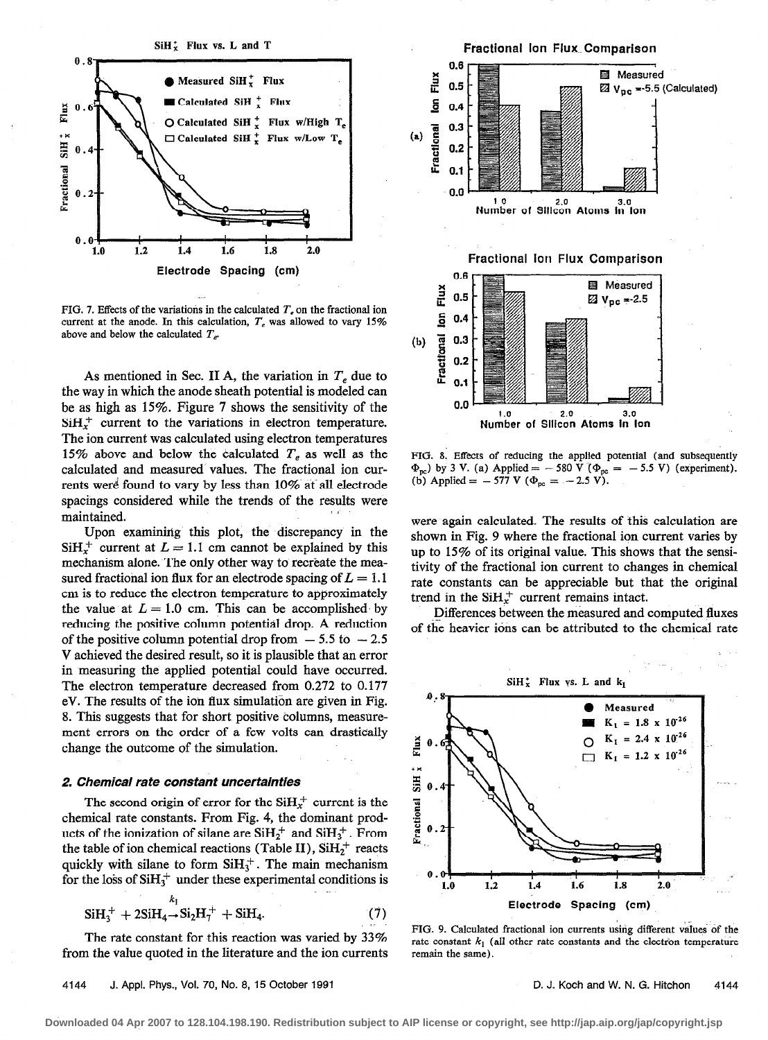FIG. 7. Effects of the variations in the calculated $T_e$ on the fractional ion current at the anode. In this calculation, $T_e$ was allowed to vary 15% above and below the calculated $T_e$.

As mentioned in Sec. II A, the variation in $T_e$ due to the way in which the anode sheath potential is modeled can be as high as 15%. Figure 7 shows the sensitivity of the $SiH_x^+$ current to the variations in electron temperature. The ion current was calculated using electron temperatures 15% above and below the calculated $T_e$ as well as the calculated and measured values. The fractional ion currents were found to vary by less than 10% at all electrode spacings considered while the trends of the results were maintained.

Upon examining this plot, the discrepancy in the $SiH_x^+$ current at $L = 1.1$ cm cannot be explained by this mechanism alone. The only other way to recreate the measured fractional ion flux for an electrode spacing of $L = 1.1$ cm is to reduce the electron temperature to approximately the value at $L = 1.0$ cm. This can be accomplished by reducing the positive column potential drop. A reduction of the positive column potential drop from $-5.5$ to $-2.5$ V achieved the desired result, so it is plausible that an error in measuring the applied potential could have occurred. The electron temperature decreased from 0.272 to 0.177 eV. The results of the ion flux simulation are given in Fig. 8. This suggests that for short positive columns, measurement errors on the order of a few volts can drastically change the outcome of the simulation.

#### 2. Chemical rate constant uncertainties

The second origin of error for the $SiH_x^+$ current is the chemical rate constants. From Fig. 4, the dominant products of the ionization of silane are $SiH_2^+$ and $SiH_3^+$. From the table of ion chemical reactions (Table II), $SiH_2^+$ reacts quickly with silane to form $SiH_3^+$. The main mechanism for the loss of $SiH_3^+$ under these experimental conditions is

$$SiH_3^+ + 2SiH_4 \xrightarrow{k_1} Si_2H_7^+ + SiH_4. \tag{7}$$

The rate constant for this reaction was varied by 33% from the value quoted in the literature and the ion currents were again calculated. The results of this calculation are shown in Fig. 9 where the fractional ion current varies by up to 15% of its original value. This shows that the sensitivity of the fractional ion current to changes in chemical rate constants can be appreciable but that the original trend in the $SiH_x^+$ current remains intact.

Differences between the measured and computed fluxes of the heavier ions can be attributed to the chemical rate

FIG. 8. Effects of reducing the applied potential (and subsequently $\Phi_{pc}$) by 3 V. (a) Applied $= -580$ V ($\Phi_{pc} = -5.5$ V) (experiment). (b) Applied $= -577$ V ($\Phi_{pc} = -2.5$ V).

FIG. 9. Calculated fractional ion currents using different values of the rate constant $k_1$ (all other rate constants and the electron temperature remain the same).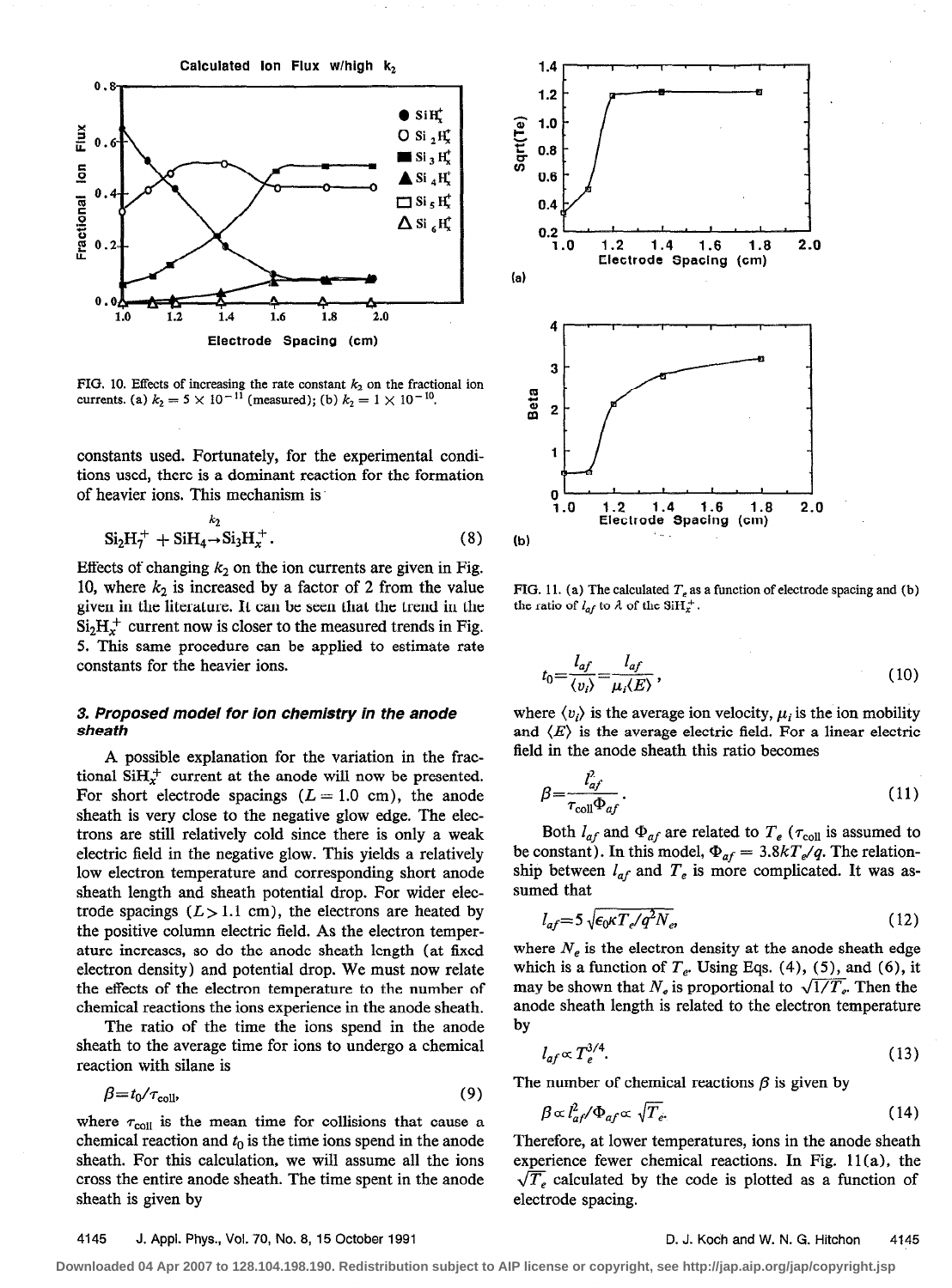FIG. 10. Effects of increasing the rate constant $k_2$ on the fractional ion currents. (a) $k_2 = 5 \times 10^{-11}$ (measured); (b) $k_2 = 1 \times 10^{-10}$.

constants used. Fortunately, for the experimental conditions used, there is a dominant reaction for the formation of heavier ions. This mechanism is

$$Si_2H_7^+ + SiH_4 \xrightarrow{k_2} Si_3H_x^+. \tag{8}$$

Effects of changing $k_2$ on the ion currents are given in Fig. 10, where $k_2$ is increased by a factor of 2 from the value given in the literature. It can be seen that the trend in the $Si_2H_x^+$ current now is closer to the measured trends in Fig. 5. This same procedure can be applied to estimate rate constants for the heavier ions.

### 3. Proposed model for ion chemistry in the anode sheath

A possible explanation for the variation in the fractional $SiH_x^+$ current at the anode will now be presented. For short electrode spacings ($L = 1.0$ cm), the anode sheath is very close to the negative glow edge. The electrons are still relatively cold since there is only a weak electric field in the negative glow. This yields a relatively low electron temperature and corresponding short anode sheath length and sheath potential drop. For wider electrode spacings ($L > 1.1$ cm), the electrons are heated by the positive column electric field. As the electron temperature increases, so do the anode sheath length (at fixed electron density) and potential drop. We must now relate the effects of the electron temperature to the number of chemical reactions the ions experience in the anode sheath.

The ratio of the time the ions spend in the anode sheath to the average time for ions to undergo a chemical reaction with silane is

$$\beta = t_0/\tau_{\text{coll}}, \tag{9}$$

where $\tau_{\text{coll}}$ is the mean time for collisions that cause a chemical reaction and $t_0$ is the time ions spend in the anode sheath. For this calculation, we will assume all the ions cross the entire anode sheath. The time spent in the anode sheath is given by

FIG. 11. (a) The calculated $T_e$ as a function of electrode spacing and (b) the ratio of $l_{af}$ to $\lambda$ of the $SiH_x^+$.

$$t_0 = \frac{l_{af}}{\langle v_i \rangle} = \frac{l_{af}}{\mu_i \langle E \rangle}, \tag{10}$$

where $\langle v_i \rangle$ is the average ion velocity, $\mu_i$ is the ion mobility and $\langle E \rangle$ is the average electric field. For a linear electric field in the anode sheath this ratio becomes

$$\beta = \frac{l_{af}^2}{\tau_{\text{coll}} \Phi_{af}}. \tag{11}$$

Both $l_{af}$ and $\Phi_{af}$ are related to $T_e$ ($\tau_{\text{coll}}$ is assumed to be constant). In this model, $\Phi_{af} = 3.8kT_e/q$. The relationship between $l_{af}$ and $T_e$ is more complicated. It was assumed that

$$l_{af} = 5\sqrt{\epsilon_0 \kappa T_e / q^2 N_e}, \tag{12}$$

where $N_e$ is the electron density at the anode sheath edge which is a function of $T_e$. Using Eqs. (4), (5), and (6), it may be shown that $N_e$ is proportional to $\sqrt{1/T_e}$. Then the anode sheath length is related to the electron temperature by

$$l_{af} \propto T_e^{3/4}. \tag{13}$$

The number of chemical reactions $\beta$ is given by

$$\beta \propto l_{af}^2 / \Phi_{af} \propto \sqrt{T_e}. \tag{14}$$

Therefore, at lower temperatures, ions in the anode sheath experience fewer chemical reactions. In Fig. 11(a), the $\sqrt{T_e}$ calculated by the code is plotted as a function of electrode spacing.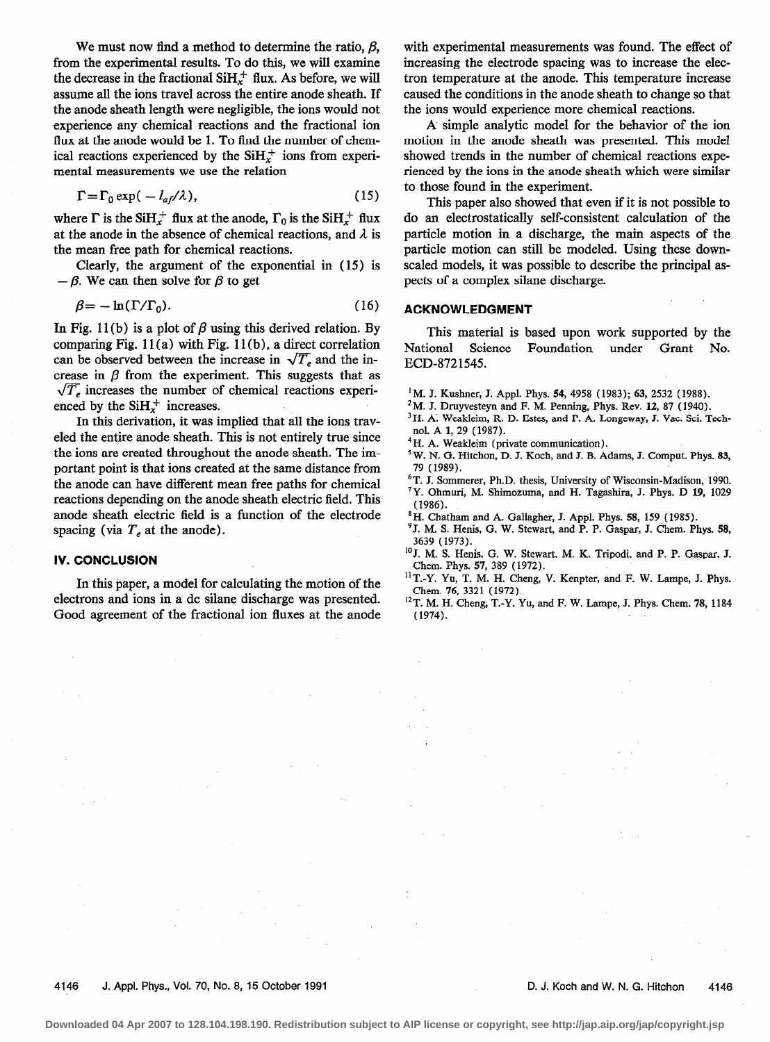We must now find a method to determine the ratio, $\beta$, from the experimental results. To do this, we will examine the decrease in the fractional $SiH_x^+$ flux. As before, we will assume all the ions travel across the entire anode sheath. If the anode sheath length were negligible, the ions would not experience any chemical reactions and the fractional ion flux at the anode would be 1. To find the number of chemical reactions experienced by the $SiH_x^+$ ions from experimental measurements we use the relation

$$\Gamma = \Gamma_0 \exp(-l_{af}/\lambda), \tag{15}$$

where $\Gamma$ is the $SiH_x^+$ flux at the anode, $\Gamma_0$ is the $SiH_x^+$ flux at the anode in the absence of chemical reactions, and $\lambda$ is the mean free path for chemical reactions.

Clearly, the argument of the exponential in (15) is $-\beta$. We can then solve for $\beta$ to get

$$\beta = -\ln(\Gamma/\Gamma_0). \tag{16}$$

In Fig. 11(b) is a plot of $\beta$ using this derived relation. By comparing Fig. 11(a) with Fig. 11(b), a direct correlation can be observed between the increase in $\sqrt{T_e}$ and the increase in $\beta$ from the experiment. This suggests that as $\sqrt{T_e}$ increases the number of chemical reactions experienced by the $SiH_x^+$ increases.

In this derivation, it was implied that all the ions traveled the entire anode sheath. This is not entirely true since the ions are created throughout the anode sheath. The important point is that ions created at the same distance from the anode can have different mean free paths for chemical reactions depending on the anode sheath electric field. This anode sheath electric field is a function of the electrode spacing (via $T_e$ at the anode).

## IV. CONCLUSION

In this paper, a model for calculating the motion of the electrons and ions in a dc silane discharge was presented. Good agreement of the fractional ion fluxes at the anode with experimental measurements was found. The effect of increasing the electrode spacing was to increase the electron temperature at the anode. This temperature increase caused the conditions in the anode sheath to change so that the ions would experience more chemical reactions.

A simple analytic model for the behavior of the ion motion in the anode sheath was presented. This model showed trends in the number of chemical reactions experienced by the ions in the anode sheath which were similar to those found in the experiment.

This paper also showed that even if it is not possible to do an electrostatically self-consistent calculation of the particle motion in a discharge, the main aspects of the particle motion can still be modeled. Using these downscaled models, it was possible to describe the principal aspects of a complex silane discharge.

## ACKNOWLEDGMENT

This material is based upon work supported by the National Science Foundation under Grant No. ECD-8721545.

[1] M. J. Kushner, J. Appl. Phys. **54**, 4958 (1983); **63**, 2532 (1988).
[2] M. J. Druyvesteyn and F. M. Penning, Phys. Rev. **12**, 87 (1940).
[3] H. A. Weakleim, R. D. Estes, and P. A. Longeway, J. Vac. Sci. Technol. A **1**, 29 (1987).
[4] H. A. Weakleim (private communication).
[5] W. N. G. Hitchon, D. J. Koch, and J. B. Adams, J. Comput. Phys. **83**, 79 (1989).
[6] T. J. Sommerer, Ph.D. thesis, University of Wisconsin-Madison, 1990.
[7] Y. Ohmuri, M. Shimozuma, and H. Tagashira, J. Phys. D **19**, 1029 (1986).
[8] H. Chatham and A. Gallagher, J. Appl. Phys. **58**, 159 (1985).
[9] J. M. S. Henis, G. W. Stewart, and P. P. Gaspar, J. Chem. Phys. **58**, 3639 (1973).
[10] J. M. S. Henis, G. W. Stewart, M. K. Tripodi, and P. P. Gaspar, J. Chem. Phys. **57**, 389 (1972).
[11] T.-Y. Yu, T. M. H. Cheng, V. Kenpter, and F. W. Lampe, J. Phys. Chem. **76**, 3321 (1972).
[12] T. M. H. Cheng, T.-Y. Yu, and F. W. Lampe, J. Phys. Chem. **78**, 1184 (1974).